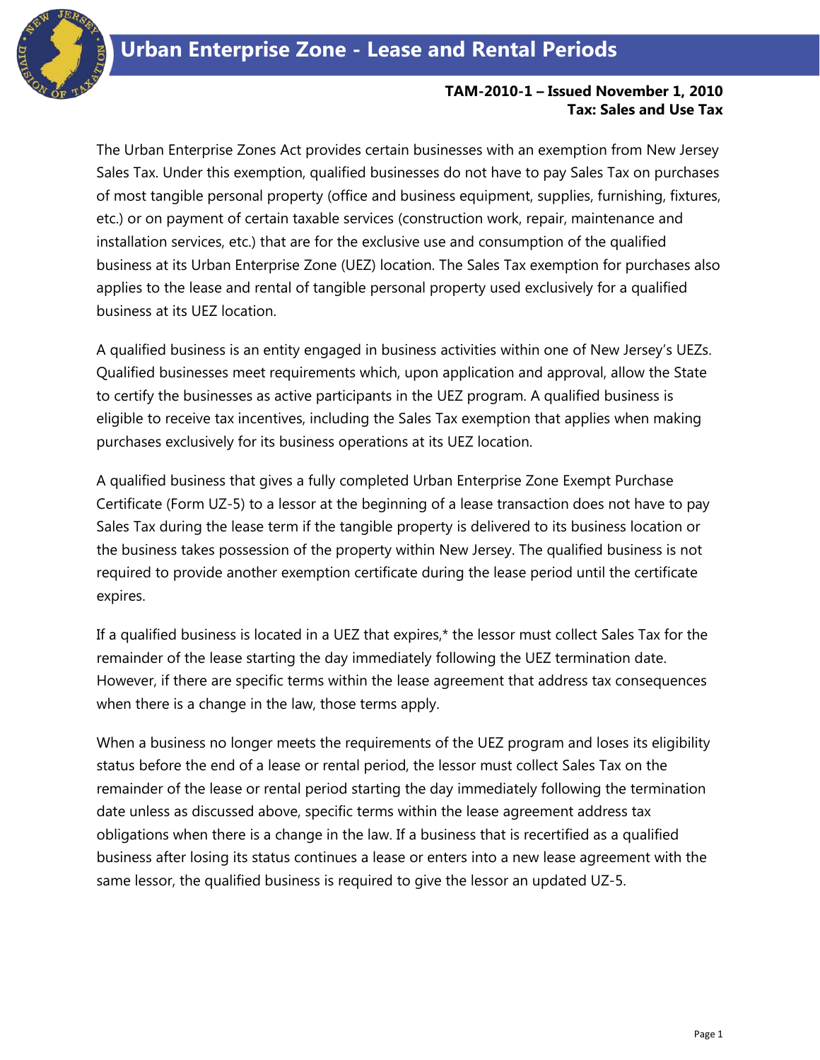# Urban Enterprise Zone - Lease and Rental Periods

**TAM-2010-1 – Issued November 1, 2010**
**Tax: Sales and Use Tax**

The Urban Enterprise Zones Act provides certain businesses with an exemption from New Jersey Sales Tax. Under this exemption, qualified businesses do not have to pay Sales Tax on purchases of most tangible personal property (office and business equipment, supplies, furnishing, fixtures, etc.) or on payment of certain taxable services (construction work, repair, maintenance and installation services, etc.) that are for the exclusive use and consumption of the qualified business at its Urban Enterprise Zone (UEZ) location. The Sales Tax exemption for purchases also applies to the lease and rental of tangible personal property used exclusively for a qualified business at its UEZ location.

A qualified business is an entity engaged in business activities within one of New Jersey's UEZs. Qualified businesses meet requirements which, upon application and approval, allow the State to certify the businesses as active participants in the UEZ program. A qualified business is eligible to receive tax incentives, including the Sales Tax exemption that applies when making purchases exclusively for its business operations at its UEZ location.

A qualified business that gives a fully completed Urban Enterprise Zone Exempt Purchase Certificate (Form UZ-5) to a lessor at the beginning of a lease transaction does not have to pay Sales Tax during the lease term if the tangible property is delivered to its business location or the business takes possession of the property within New Jersey. The qualified business is not required to provide another exemption certificate during the lease period until the certificate expires.

If a qualified business is located in a UEZ that expires,* the lessor must collect Sales Tax for the remainder of the lease starting the day immediately following the UEZ termination date. However, if there are specific terms within the lease agreement that address tax consequences when there is a change in the law, those terms apply.

When a business no longer meets the requirements of the UEZ program and loses its eligibility status before the end of a lease or rental period, the lessor must collect Sales Tax on the remainder of the lease or rental period starting the day immediately following the termination date unless as discussed above, specific terms within the lease agreement address tax obligations when there is a change in the law. If a business that is recertified as a qualified business after losing its status continues a lease or enters into a new lease agreement with the same lessor, the qualified business is required to give the lessor an updated UZ-5.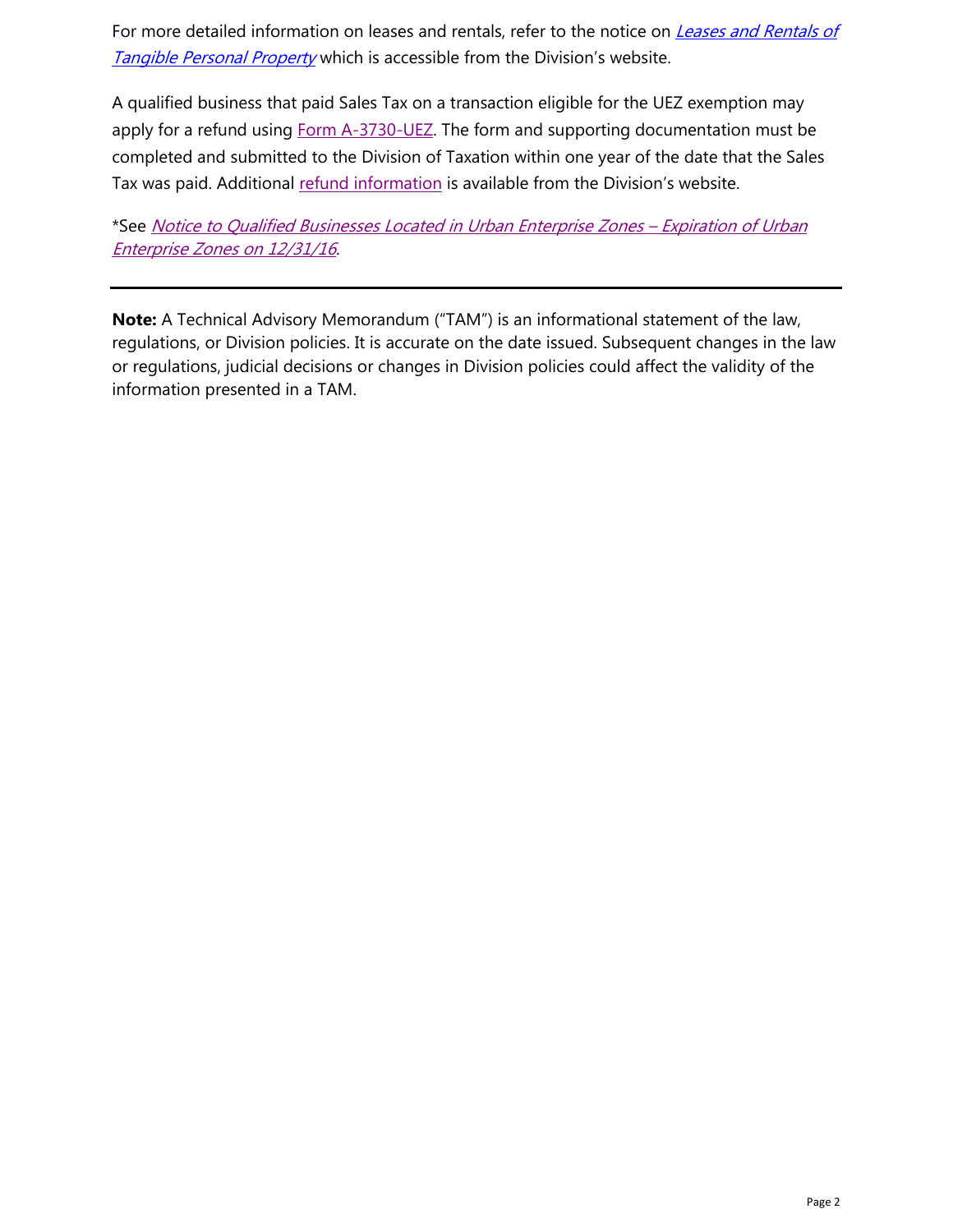For more detailed information on leases and rentals, refer to the notice on *Leases and Rentals of Tangible Personal Property* which is accessible from the Division's website.

A qualified business that paid Sales Tax on a transaction eligible for the UEZ exemption may apply for a refund using Form A-3730-UEZ. The form and supporting documentation must be completed and submitted to the Division of Taxation within one year of the date that the Sales Tax was paid. Additional refund information is available from the Division's website.

*See *Notice to Qualified Businesses Located in Urban Enterprise Zones – Expiration of Urban Enterprise Zones on 12/31/16*.

---

**Note:** A Technical Advisory Memorandum ("TAM") is an informational statement of the law, regulations, or Division policies. It is accurate on the date issued. Subsequent changes in the law or regulations, judicial decisions or changes in Division policies could affect the validity of the information presented in a TAM.